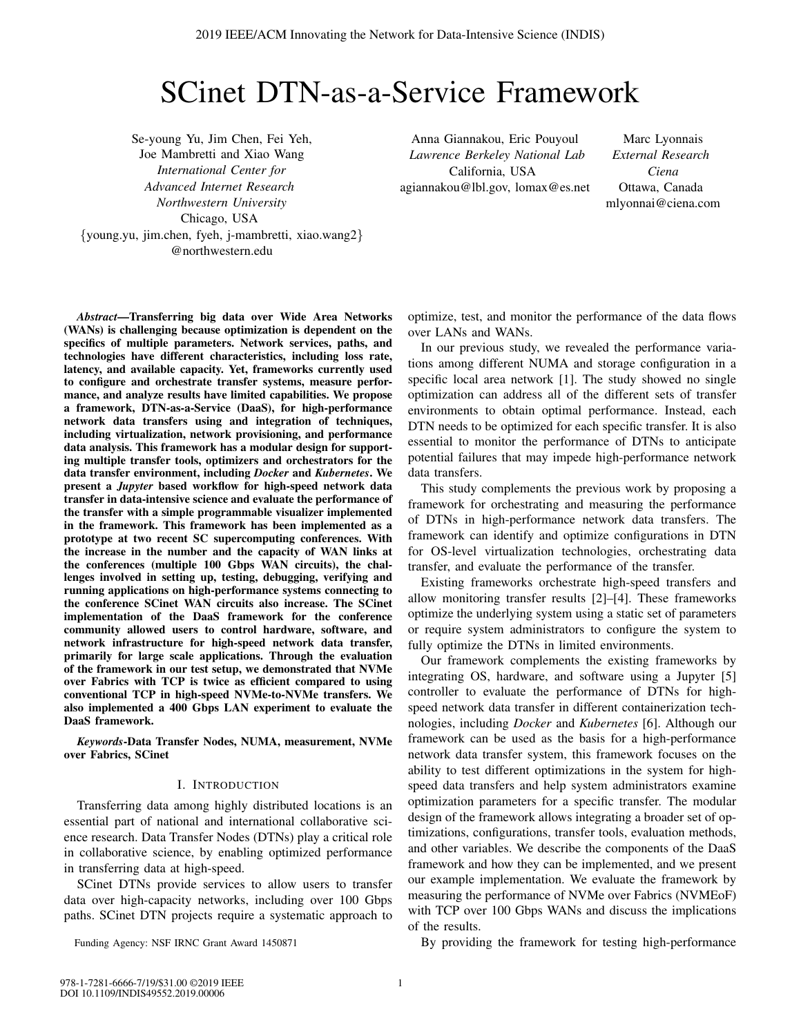# SCinet DTN-as-a-Service Framework

Se-young Yu, Jim Chen, Fei Yeh, Joe Mambretti and Xiao Wang
*International Center for Advanced Internet Research*
*Northwestern University*
Chicago, USA
{young.yu, jim.chen, fyeh, j-mambretti, xiao.wang2}@northwestern.edu

Anna Giannakou, Eric Pouyoul
*Lawrence Berkeley National Lab*
California, USA
agiannakou@lbl.gov, lomax@es.net

Marc Lyonnais
*External Research Ciena*
Ottawa, Canada
mlyonnai@ciena.com

***Abstract*—Transferring big data over Wide Area Networks (WANs) is challenging because optimization is dependent on the specifics of multiple parameters. Network services, paths, and technologies have different characteristics, including loss rate, latency, and available capacity. Yet, frameworks currently used to configure and orchestrate transfer systems, measure performance, and analyze results have limited capabilities. We propose a framework, DTN-as-a-Service (DaaS), for high-performance network data transfers using and integration of techniques, including virtualization, network provisioning, and performance data analysis. This framework has a modular design for supporting multiple transfer tools, optimizers and orchestrators for the data transfer environment, including *Docker* and *Kubernetes*. We present a *Jupyter* based workflow for high-speed network data transfer in data-intensive science and evaluate the performance of the transfer with a simple programmable visualizer implemented in the framework. This framework has been implemented as a prototype at two recent SC supercomputing conferences. With the increase in the number and the capacity of WAN links at the conferences (multiple 100 Gbps WAN circuits), the challenges involved in setting up, testing, debugging, verifying and running applications on high-performance systems connecting to the conference SCinet WAN circuits also increase. The SCinet implementation of the DaaS framework for the conference community allowed users to control hardware, software, and network infrastructure for high-speed network data transfer, primarily for large scale applications. Through the evaluation of the framework in our test setup, we demonstrated that NVMe over Fabrics with TCP is twice as efficient compared to using conventional TCP in high-speed NVMe-to-NVMe transfers. We also implemented a 400 Gbps LAN experiment to evaluate the DaaS framework.**

***Keywords*-Data Transfer Nodes, NUMA, measurement, NVMe over Fabrics, SCinet**

## I. Introduction

Transferring data among highly distributed locations is an essential part of national and international collaborative science research. Data Transfer Nodes (DTNs) play a critical role in collaborative science, by enabling optimized performance in transferring data at high-speed.

SCinet DTNs provide services to allow users to transfer data over high-capacity networks, including over 100 Gbps paths. SCinet DTN projects require a systematic approach to optimize, test, and monitor the performance of the data flows over LANs and WANs.

In our previous study, we revealed the performance variations among different NUMA and storage configuration in a specific local area network [1]. The study showed no single optimization can address all of the different sets of transfer environments to obtain optimal performance. Instead, each DTN needs to be optimized for each specific transfer. It is also essential to monitor the performance of DTNs to anticipate potential failures that may impede high-performance network data transfers.

This study complements the previous work by proposing a framework for orchestrating and measuring the performance of DTNs in high-performance network data transfers. The framework can identify and optimize configurations in DTN for OS-level virtualization technologies, orchestrating data transfer, and evaluate the performance of the transfer.

Existing frameworks orchestrate high-speed transfers and allow monitoring transfer results [2]–[4]. These frameworks optimize the underlying system using a static set of parameters or require system administrators to configure the system to fully optimize the DTNs in limited environments.

Our framework complements the existing frameworks by integrating OS, hardware, and software using a Jupyter [5] controller to evaluate the performance of DTNs for high-speed network data transfer in different containerization technologies, including *Docker* and *Kubernetes* [6]. Although our framework can be used as the basis for a high-performance network data transfer system, this framework focuses on the ability to test different optimizations in the system for high-speed data transfers and help system administrators examine optimization parameters for a specific transfer. The modular design of the framework allows integrating a broader set of optimizations, configurations, transfer tools, evaluation methods, and other variables. We describe the components of the DaaS framework and how they can be implemented, and we present our example implementation. We evaluate the framework by measuring the performance of NVMe over Fabrics (NVMEoF) with TCP over 100 Gbps WANs and discuss the implications of the results.

By providing the framework for testing high-performance

Funding Agency: NSF IRNC Grant Award 1450871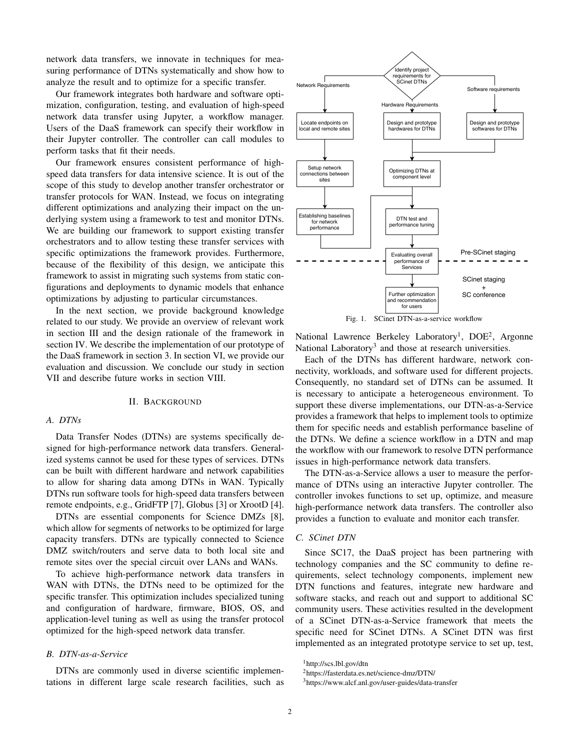network data transfers, we innovate in techniques for measuring performance of DTNs systematically and show how to analyze the result and to optimize for a specific transfer.

Our framework integrates both hardware and software optimization, configuration, testing, and evaluation of high-speed network data transfer using Jupyter, a workflow manager. Users of the DaaS framework can specify their workflow in their Jupyter controller. The controller can call modules to perform tasks that fit their needs.

Our framework ensures consistent performance of high-speed data transfers for data intensive science. It is out of the scope of this study to develop another transfer orchestrator or transfer protocols for WAN. Instead, we focus on integrating different optimizations and analyzing their impact on the underlying system using a framework to test and monitor DTNs. We are building our framework to support existing transfer orchestrators and to allow testing these transfer services with specific optimizations the framework provides. Furthermore, because of the flexibility of this design, we anticipate this framework to assist in migrating such systems from static configurations and deployments to dynamic models that enhance optimizations by adjusting to particular circumstances.

In the next section, we provide background knowledge related to our study. We provide an overview of relevant work in section III and the design rationale of the framework in section IV. We describe the implementation of our prototype of the DaaS framework in section 3. In section VI, we provide our evaluation and discussion. We conclude our study in section VII and describe future works in section VIII.

## II. Background

### A. DTNs

Data Transfer Nodes (DTNs) are systems specifically designed for high-performance network data transfers. Generalized systems cannot be used for these types of services. DTNs can be built with different hardware and network capabilities to allow for sharing data among DTNs in WAN. Typically DTNs run software tools for high-speed data transfers between remote endpoints, e.g., GridFTP [7], Globus [3] or XrootD [4].

DTNs are essential components for Science DMZs [8], which allow for segments of networks to be optimized for large capacity transfers. DTNs are typically connected to Science DMZ switch/routers and serve data to both local site and remote sites over the special circuit over LANs and WANs.

To achieve high-performance network data transfers in WAN with DTNs, the DTNs need to be optimized for the specific transfer. This optimization includes specialized tuning and configuration of hardware, firmware, BIOS, OS, and application-level tuning as well as using the transfer protocol optimized for the high-speed network data transfer.

### B. DTN-as-a-Service

DTNs are commonly used in diverse scientific implementations in different large scale research facilities, such as National Lawrence Berkeley Laboratory[1], DOE[2], Argonne National Laboratory[3] and those at research universities.

Fig. 1. SCinet DTN-as-a-service workflow

Each of the DTNs has different hardware, network connectivity, workloads, and software used for different projects. Consequently, no standard set of DTNs can be assumed. It is necessary to anticipate a heterogeneous environment. To support these diverse implementations, our DTN-as-a-Service provides a framework that helps to implement tools to optimize them for specific needs and establish performance baseline of the DTNs. We define a science workflow in a DTN and map the workflow with our framework to resolve DTN performance issues in high-performance network data transfers.

The DTN-as-a-Service allows a user to measure the performance of DTNs using an interactive Jupyter controller. The controller invokes functions to set up, optimize, and measure high-performance network data transfers. The controller also provides a function to evaluate and monitor each transfer.

### C. SCinet DTN

Since SC17, the DaaS project has been partnering with technology companies and the SC community to define requirements, select technology components, implement new DTN functions and features, integrate new hardware and software stacks, and reach out and support to additional SC community users. These activities resulted in the development of a SCinet DTN-as-a-Service framework that meets the specific need for SCinet DTNs. A SCinet DTN was first implemented as an integrated prototype service to set up, test,

[1] http://scs.lbl.gov/dtn

[2] https://fasterdata.es.net/science-dmz/DTN/

[3] https://www.alcf.anl.gov/user-guides/data-transfer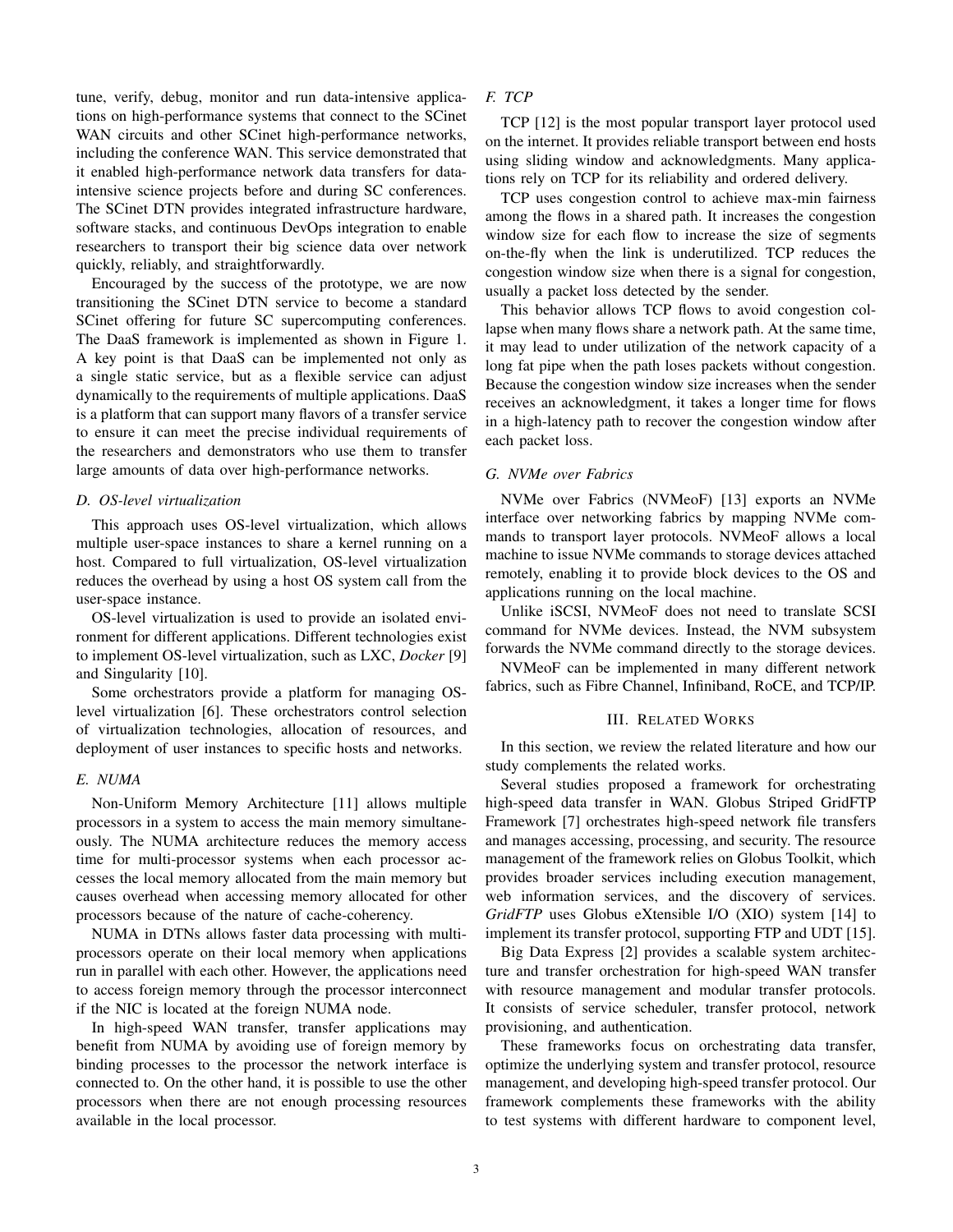tune, verify, debug, monitor and run data-intensive applications on high-performance systems that connect to the SCinet WAN circuits and other SCinet high-performance networks, including the conference WAN. This service demonstrated that it enabled high-performance network data transfers for data-intensive science projects before and during SC conferences. The SCinet DTN provides integrated infrastructure hardware, software stacks, and continuous DevOps integration to enable researchers to transport their big science data over network quickly, reliably, and straightforwardly.

Encouraged by the success of the prototype, we are now transitioning the SCinet DTN service to become a standard SCinet offering for future SC supercomputing conferences. The DaaS framework is implemented as shown in Figure 1. A key point is that DaaS can be implemented not only as a single static service, but as a flexible service can adjust dynamically to the requirements of multiple applications. DaaS is a platform that can support many flavors of a transfer service to ensure it can meet the precise individual requirements of the researchers and demonstrators who use them to transfer large amounts of data over high-performance networks.

### D. OS-level virtualization

This approach uses OS-level virtualization, which allows multiple user-space instances to share a kernel running on a host. Compared to full virtualization, OS-level virtualization reduces the overhead by using a host OS system call from the user-space instance.

OS-level virtualization is used to provide an isolated environment for different applications. Different technologies exist to implement OS-level virtualization, such as LXC, *Docker* [9] and Singularity [10].

Some orchestrators provide a platform for managing OS-level virtualization [6]. These orchestrators control selection of virtualization technologies, allocation of resources, and deployment of user instances to specific hosts and networks.

### E. NUMA

Non-Uniform Memory Architecture [11] allows multiple processors in a system to access the main memory simultaneously. The NUMA architecture reduces the memory access time for multi-processor systems when each processor accesses the local memory allocated from the main memory but causes overhead when accessing memory allocated for other processors because of the nature of cache-coherency.

NUMA in DTNs allows faster data processing with multi-processors operate on their local memory when applications run in parallel with each other. However, the applications need to access foreign memory through the processor interconnect if the NIC is located at the foreign NUMA node.

In high-speed WAN transfer, transfer applications may benefit from NUMA by avoiding use of foreign memory by binding processes to the processor the network interface is connected to. On the other hand, it is possible to use the other processors when there are not enough processing resources available in the local processor.

### F. TCP

TCP [12] is the most popular transport layer protocol used on the internet. It provides reliable transport between end hosts using sliding window and acknowledgments. Many applications rely on TCP for its reliability and ordered delivery.

TCP uses congestion control to achieve max-min fairness among the flows in a shared path. It increases the congestion window size for each flow to increase the size of segments on-the-fly when the link is underutilized. TCP reduces the congestion window size when there is a signal for congestion, usually a packet loss detected by the sender.

This behavior allows TCP flows to avoid congestion collapse when many flows share a network path. At the same time, it may lead to under utilization of the network capacity of a long fat pipe when the path loses packets without congestion. Because the congestion window size increases when the sender receives an acknowledgment, it takes a longer time for flows in a high-latency path to recover the congestion window after each packet loss.

### G. NVMe over Fabrics

NVMe over Fabrics (NVMeoF) [13] exports an NVMe interface over networking fabrics by mapping NVMe commands to transport layer protocols. NVMeoF allows a local machine to issue NVMe commands to storage devices attached remotely, enabling it to provide block devices to the OS and applications running on the local machine.

Unlike iSCSI, NVMeoF does not need to translate SCSI command for NVMe devices. Instead, the NVM subsystem forwards the NVMe command directly to the storage devices.

NVMeoF can be implemented in many different network fabrics, such as Fibre Channel, Infiniband, RoCE, and TCP/IP.

## III. Related Works

In this section, we review the related literature and how our study complements the related works.

Several studies proposed a framework for orchestrating high-speed data transfer in WAN. Globus Striped GridFTP Framework [7] orchestrates high-speed network file transfers and manages accessing, processing, and security. The resource management of the framework relies on Globus Toolkit, which provides broader services including execution management, web information services, and the discovery of services. *GridFTP* uses Globus eXtensible I/O (XIO) system [14] to implement its transfer protocol, supporting FTP and UDT [15].

Big Data Express [2] provides a scalable system architecture and transfer orchestration for high-speed WAN transfer with resource management and modular transfer protocols. It consists of service scheduler, transfer protocol, network provisioning, and authentication.

These frameworks focus on orchestrating data transfer, optimize the underlying system and transfer protocol, resource management, and developing high-speed transfer protocol. Our framework complements these frameworks with the ability to test systems with different hardware to component level,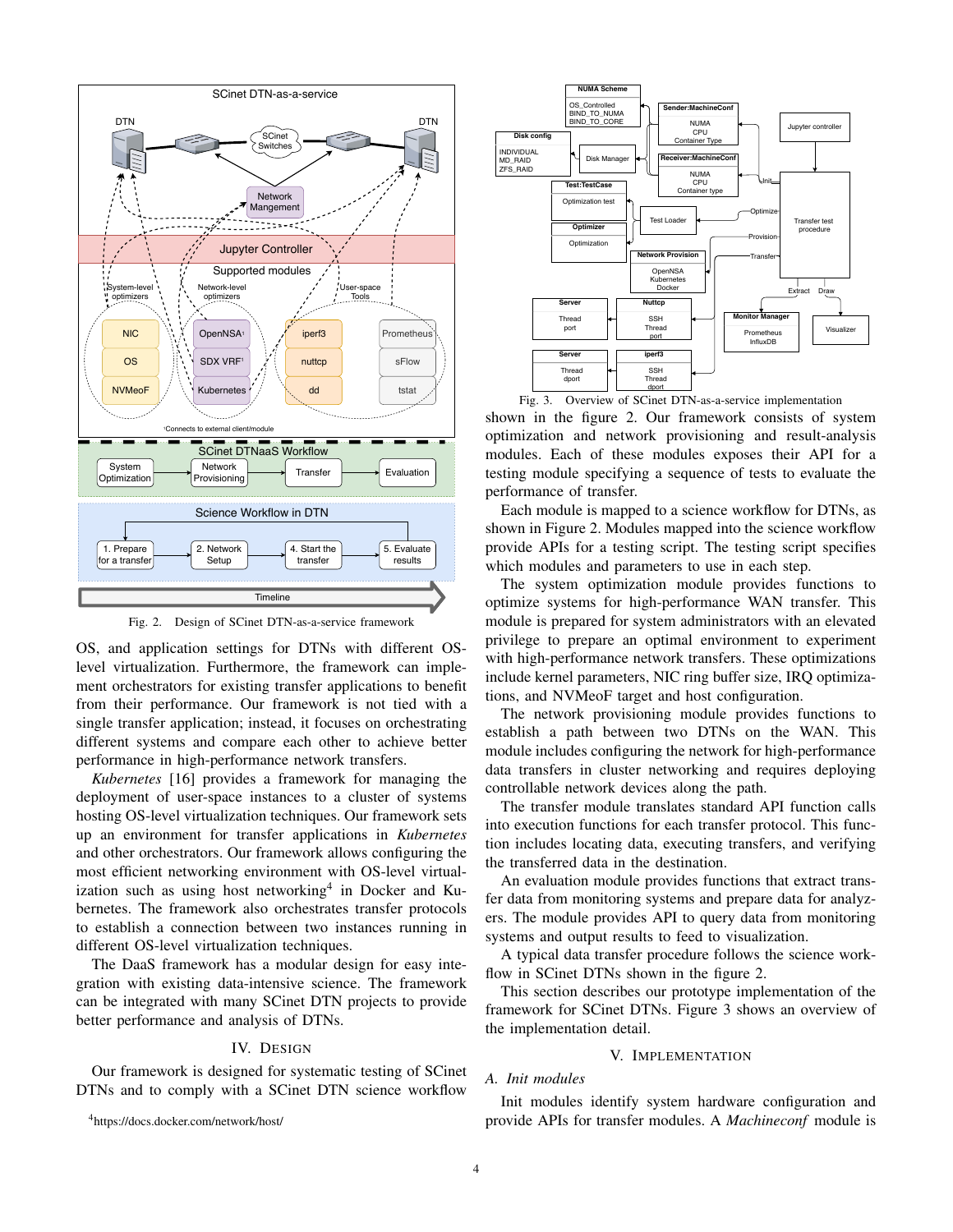Fig. 2. Design of SCinet DTN-as-a-service framework

OS, and application settings for DTNs with different OS-level virtualization. Furthermore, the framework can implement orchestrators for existing transfer applications to benefit from their performance. Our framework is not tied with a single transfer application; instead, it focuses on orchestrating different systems and compare each other to achieve better performance in high-performance network transfers.

*Kubernetes* [16] provides a framework for managing the deployment of user-space instances to a cluster of systems hosting OS-level virtualization techniques. Our framework sets up an environment for transfer applications in *Kubernetes* and other orchestrators. Our framework allows configuring the most efficient networking environment with OS-level virtualization such as using host networking[4] in Docker and Kubernetes. The framework also orchestrates transfer protocols to establish a connection between two instances running in different OS-level virtualization techniques.

The DaaS framework has a modular design for easy integration with existing data-intensive science. The framework can be integrated with many SCinet DTN projects to provide better performance and analysis of DTNs.

## IV. Design

Our framework is designed for systematic testing of SCinet DTNs and to comply with a SCinet DTN science workflow shown in the figure 2. Our framework consists of system optimization and network provisioning and result-analysis modules. Each of these modules exposes their API for a testing module specifying a sequence of tests to evaluate the performance of transfer.

Each module is mapped to a science workflow for DTNs, as shown in Figure 2. Modules mapped into the science workflow provide APIs for a testing script. The testing script specifies which modules and parameters to use in each step.

The system optimization module provides functions to optimize systems for high-performance WAN transfer. This module is prepared for system administrators with an elevated privilege to prepare an optimal environment to experiment with high-performance network transfers. These optimizations include kernel parameters, NIC ring buffer size, IRQ optimizations, and NVMeoF target and host configuration.

The network provisioning module provides functions to establish a path between two DTNs on the WAN. This module includes configuring the network for high-performance data transfers in cluster networking and requires deploying controllable network devices along the path.

The transfer module translates standard API function calls into execution functions for each transfer protocol. This function includes locating data, executing transfers, and verifying the transferred data in the destination.

An evaluation module provides functions that extract transfer data from monitoring systems and prepare data for analyzers. The module provides API to query data from monitoring systems and output results to feed to visualization.

A typical data transfer procedure follows the science workflow in SCinet DTNs shown in the figure 2.

Fig. 3. Overview of SCinet DTN-as-a-service implementation

This section describes our prototype implementation of the framework for SCinet DTNs. Figure 3 shows an overview of the implementation detail.

## V. Implementation

### A. Init modules

Init modules identify system hardware configuration and provide APIs for transfer modules. A *Machineconf* module is

[4] https://docs.docker.com/network/host/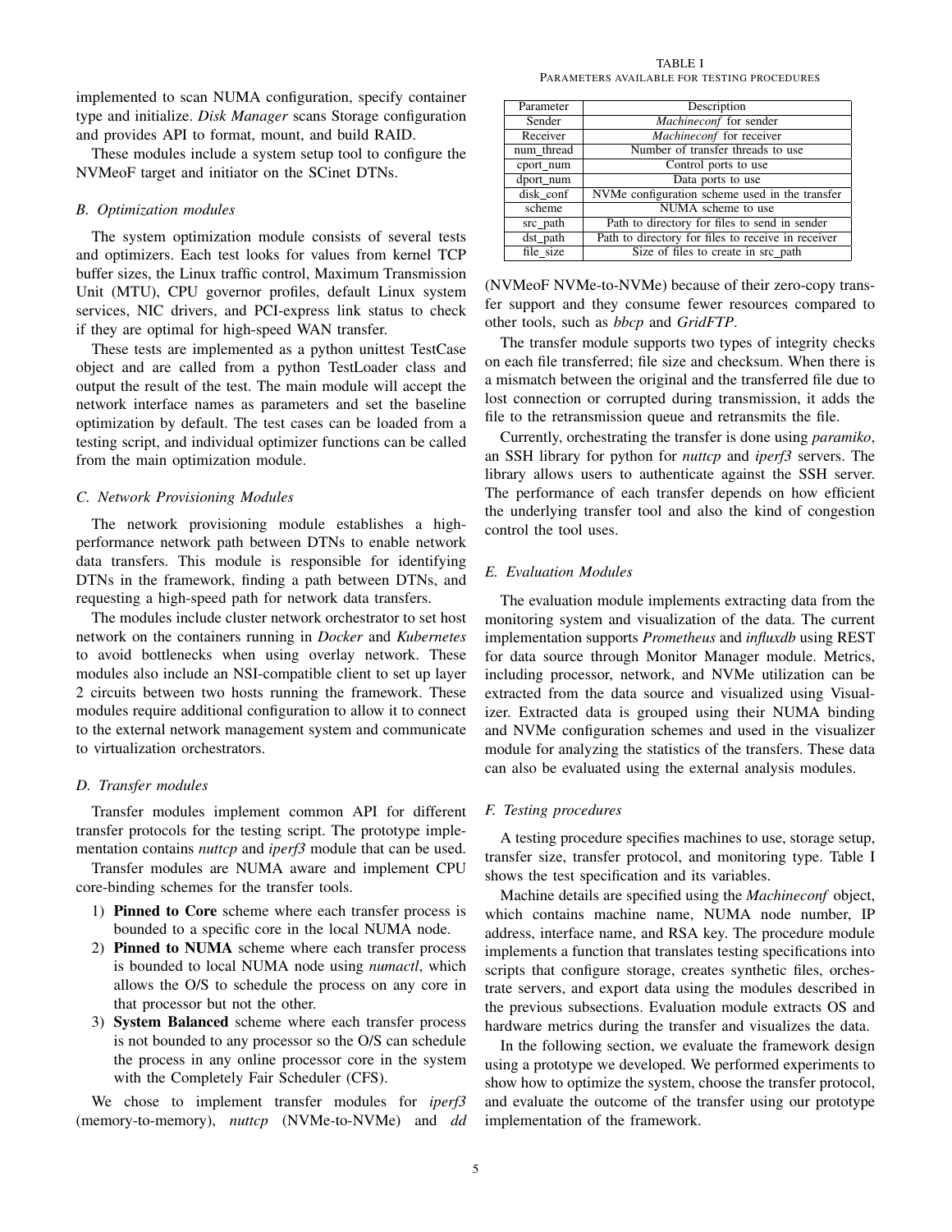implemented to scan NUMA configuration, specify container type and initialize. *Disk Manager* scans Storage configuration and provides API to format, mount, and build RAID.

These modules include a system setup tool to configure the NVMeoF target and initiator on the SCinet DTNs.

### B. Optimization modules

The system optimization module consists of several tests and optimizers. Each test looks for values from kernel TCP buffer sizes, the Linux traffic control, Maximum Transmission Unit (MTU), CPU governor profiles, default Linux system services, NIC drivers, and PCI-express link status to check if they are optimal for high-speed WAN transfer.

These tests are implemented as a python unittest TestCase object and are called from a python TestLoader class and output the result of the test. The main module will accept the network interface names as parameters and set the baseline optimization by default. The test cases can be loaded from a testing script, and individual optimizer functions can be called from the main optimization module.

### C. Network Provisioning Modules

The network provisioning module establishes a high-performance network path between DTNs to enable network data transfers. This module is responsible for identifying DTNs in the framework, finding a path between DTNs, and requesting a high-speed path for network data transfers.

The modules include cluster network orchestrator to set host network on the containers running in *Docker* and *Kubernetes* to avoid bottlenecks when using overlay network. These modules also include an NSI-compatible client to set up layer 2 circuits between two hosts running the framework. These modules require additional configuration to allow it to connect to the external network management system and communicate to virtualization orchestrators.

### D. Transfer modules

Transfer modules implement common API for different transfer protocols for the testing script. The prototype implementation contains *nuttcp* and *iperf3* module that can be used.

Transfer modules are NUMA aware and implement CPU core-binding schemes for the transfer tools.

1) **Pinned to Core** scheme where each transfer process is bounded to a specific core in the local NUMA node.
2) **Pinned to NUMA** scheme where each transfer process is bounded to local NUMA node using *numactl*, which allows the O/S to schedule the process on any core in that processor but not the other.
3) **System Balanced** scheme where each transfer process is not bounded to any processor so the O/S can schedule the process in any online processor core in the system with the Completely Fair Scheduler (CFS).

We chose to implement transfer modules for *iperf3* (memory-to-memory), *nuttcp* (NVMe-to-NVMe) and *dd* (NVMeoF NVMe-to-NVMe) because of their zero-copy transfer support and they consume fewer resources compared to other tools, such as *bbcp* and *GridFTP*.

TABLE I
PARAMETERS AVAILABLE FOR TESTING PROCEDURES

| Parameter | Description |
|---|---|
| Sender | *Machineconf* for sender |
| Receiver | *Machineconf* for receiver |
| num_thread | Number of transfer threads to use |
| cport_num | Control ports to use |
| dport_num | Data ports to use |
| disk_conf | NVMe configuration scheme used in the transfer |
| scheme | NUMA scheme to use |
| src_path | Path to directory for files to send in sender |
| dst_path | Path to directory for files to receive in receiver |
| file_size | Size of files to create in src_path |

The transfer module supports two types of integrity checks on each file transferred; file size and checksum. When there is a mismatch between the original and the transferred file due to lost connection or corrupted during transmission, it adds the file to the retransmission queue and retransmits the file.

Currently, orchestrating the transfer is done using *paramiko*, an SSH library for python for *nuttcp* and *iperf3* servers. The library allows users to authenticate against the SSH server. The performance of each transfer depends on how efficient the underlying transfer tool and also the kind of congestion control the tool uses.

### E. Evaluation Modules

The evaluation module implements extracting data from the monitoring system and visualization of the data. The current implementation supports *Prometheus* and *influxdb* using REST for data source through Monitor Manager module. Metrics, including processor, network, and NVMe utilization can be extracted from the data source and visualized using Visualizer. Extracted data is grouped using their NUMA binding and NVMe configuration schemes and used in the visualizer module for analyzing the statistics of the transfers. These data can also be evaluated using the external analysis modules.

### F. Testing procedures

A testing procedure specifies machines to use, storage setup, transfer size, transfer protocol, and monitoring type. Table I shows the test specification and its variables.

Machine details are specified using the *Machineconf* object, which contains machine name, NUMA node number, IP address, interface name, and RSA key. The procedure module implements a function that translates testing specifications into scripts that configure storage, creates synthetic files, orchestrate servers, and export data using the modules described in the previous subsections. Evaluation module extracts OS and hardware metrics during the transfer and visualizes the data.

In the following section, we evaluate the framework design using a prototype we developed. We performed experiments to show how to optimize the system, choose the transfer protocol, and evaluate the outcome of the transfer using our prototype implementation of the framework.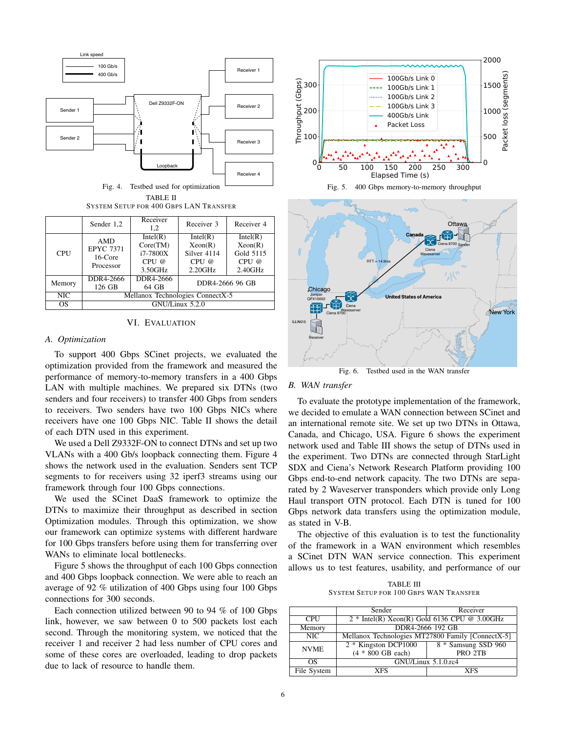Fig. 4. Testbed used for optimization

TABLE II
SYSTEM SETUP FOR 400 GBPS LAN TRANSFER

| | Sender 1,2 | Receiver 1,2 | Receiver 3 | Receiver 4 |
|---|---|---|---|---|
| CPU | AMD EPYC 7371 16-Core Processor | Intel(R) Core(TM) i7-7800X CPU @ 3.50GHz | Intel(R) Xeon(R) Silver 4114 CPU @ 2.20GHz | Intel(R) Xeon(R) Gold 5115 CPU @ 2.40GHz |
| Memory | DDR4-2666 126 GB | DDR4-2666 64 GB | DDR4-2666 96 GB | |
| NIC | Mellanox Technologies ConnectX-5 | | | |
| OS | GNU/Linux 5.2.0 | | | |

## VI. EVALUATION

### A. Optimization

To support 400 Gbps SCinet projects, we evaluated the optimization provided from the framework and measured the performance of memory-to-memory transfers in a 400 Gbps LAN with multiple machines. We prepared six DTNs (two senders and four receivers) to transfer 400 Gbps from senders to receivers. Two senders have two 100 Gbps NICs where receivers have one 100 Gbps NIC. Table II shows the detail of each DTN used in this experiment.

We used a Dell Z9332F-ON to connect DTNs and set up two VLANs with a 400 Gb/s loopback connecting them. Figure 4 shows the network used in the evaluation. Senders sent TCP segments to for receivers using 32 iperf3 streams using our framework through four 100 Gbps connections.

We used the SCinet DaaS framework to optimize the DTNs to maximize their throughput as described in section Optimization modules. Through this optimization, we show our framework can optimize systems with different hardware for 100 Gbps transfers before using them for transferring over WANs to eliminate local bottlenecks.

Figure 5 shows the throughput of each 100 Gbps connection and 400 Gbps loopback connection. We were able to reach an average of 92 % utilization of 400 Gbps using four 100 Gbps connections for 300 seconds.

Each connection utilized between 90 to 94 % of 100 Gbps link, however, we saw between 0 to 500 packets lost each second. Through the monitoring system, we noticed that the receiver 1 and receiver 2 had less number of CPU cores and some of these cores are overloaded, leading to drop packets due to lack of resource to handle them.

Fig. 5. 400 Gbps memory-to-memory throughput

Fig. 6. Testbed used in the WAN transfer

### B. WAN transfer

To evaluate the prototype implementation of the framework, we decided to emulate a WAN connection between SCinet and an international remote site. We set up two DTNs in Ottawa, Canada, and Chicago, USA. Figure 6 shows the experiment network used and Table III shows the setup of DTNs used in the experiment. Two DTNs are connected through StarLight SDX and Ciena's Network Research Platform providing 100 Gbps end-to-end network capacity. The two DTNs are separated by 2 Waveserver transponders which provide only Long Haul transport OTN protocol. Each DTN is tuned for 100 Gbps network data transfers using the optimization module, as stated in V-B.

The objective of this evaluation is to test the functionality of the framework in a WAN environment which resembles a SCinet DTN WAN service connection. This experiment allows us to test features, usability, and performance of our

TABLE III
SYSTEM SETUP FOR 100 GBPS WAN TRANSFER

| | Sender | Receiver |
|---|---|---|
| CPU | 2 * Intel(R) Xeon(R) Gold 6136 CPU @ 3.00GHz | |
| Memory | DDR4-2666 192 GB | |
| NIC | Mellanox Technologies MT27800 Family [ConnectX-5] | |
| NVME | 2 * Kingston DCP1000 (4 * 800 GB each) | 8 * Samsung SSD 960 PRO 2TB |
| OS | GNU/Linux 5.1.0.rc4 | |
| File System | XFS | XFS |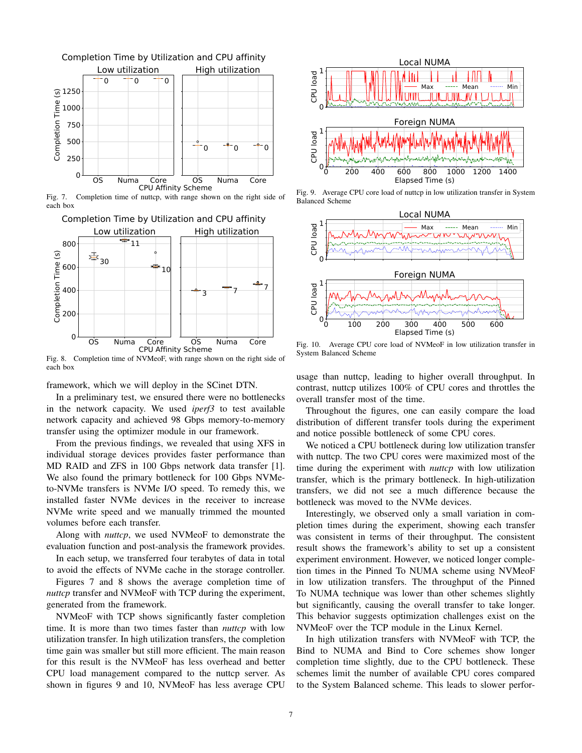Fig. 7. Completion time of nuttcp, with range shown on the right side of each box

Fig. 8. Completion time of NVMeoF, with range shown on the right side of each box

framework, which we will deploy in the SCinet DTN.

In a preliminary test, we ensured there were no bottlenecks in the network capacity. We used *iperf3* to test available network capacity and achieved 98 Gbps memory-to-memory transfer using the optimizer module in our framework.

From the previous findings, we revealed that using XFS in individual storage devices provides faster performance than MD RAID and ZFS in 100 Gbps network data transfer [1]. We also found the primary bottleneck for 100 Gbps NVMe-to-NVMe transfers is NVMe I/O speed. To remedy this, we installed faster NVMe devices in the receiver to increase NVMe write speed and we manually trimmed the mounted volumes before each transfer.

Along with *nuttcp*, we used NVMeoF to demonstrate the evaluation function and post-analysis the framework provides.

In each setup, we transferred four terabytes of data in total to avoid the effects of NVMe cache in the storage controller.

Figures 7 and 8 shows the average completion time of *nuttcp* transfer and NVMeoF with TCP during the experiment, generated from the framework.

NVMeoF with TCP shows significantly faster completion time. It is more than two times faster than *nuttcp* with low utilization transfer. In high utilization transfers, the completion time gain was smaller but still more efficient. The main reason for this result is the NVMeoF has less overhead and better CPU load management compared to the nuttcp server. As shown in figures 9 and 10, NVMeoF has less average CPU usage than nuttcp, leading to higher overall throughput. In contrast, nuttcp utilizes 100% of CPU cores and throttles the overall transfer most of the time.

Fig. 9. Average CPU core load of nuttcp in low utilization transfer in System Balanced Scheme

Fig. 10. Average CPU core load of NVMeoF in low utilization transfer in System Balanced Scheme

Throughout the figures, one can easily compare the load distribution of different transfer tools during the experiment and notice possible bottleneck of some CPU cores.

We noticed a CPU bottleneck during low utilization transfer with nuttcp. The two CPU cores were maximized most of the time during the experiment with *nuttcp* with low utilization transfer, which is the primary bottleneck. In high-utilization transfers, we did not see a much difference because the bottleneck was moved to the NVMe devices.

Interestingly, we observed only a small variation in completion times during the experiment, showing each transfer was consistent in terms of their throughput. The consistent result shows the framework's ability to set up a consistent experiment environment. However, we noticed longer completion times in the Pinned To NUMA scheme using NVMeoF in low utilization transfers. The throughput of the Pinned To NUMA technique was lower than other schemes slightly but significantly, causing the overall transfer to take longer. This behavior suggests optimization challenges exist on the NVMeoF over the TCP module in the Linux Kernel.

In high utilization transfers with NVMeoF with TCP, the Bind to NUMA and Bind to Core schemes show longer completion time slightly, due to the CPU bottleneck. These schemes limit the number of available CPU cores compared to the System Balanced scheme. This leads to slower perfor-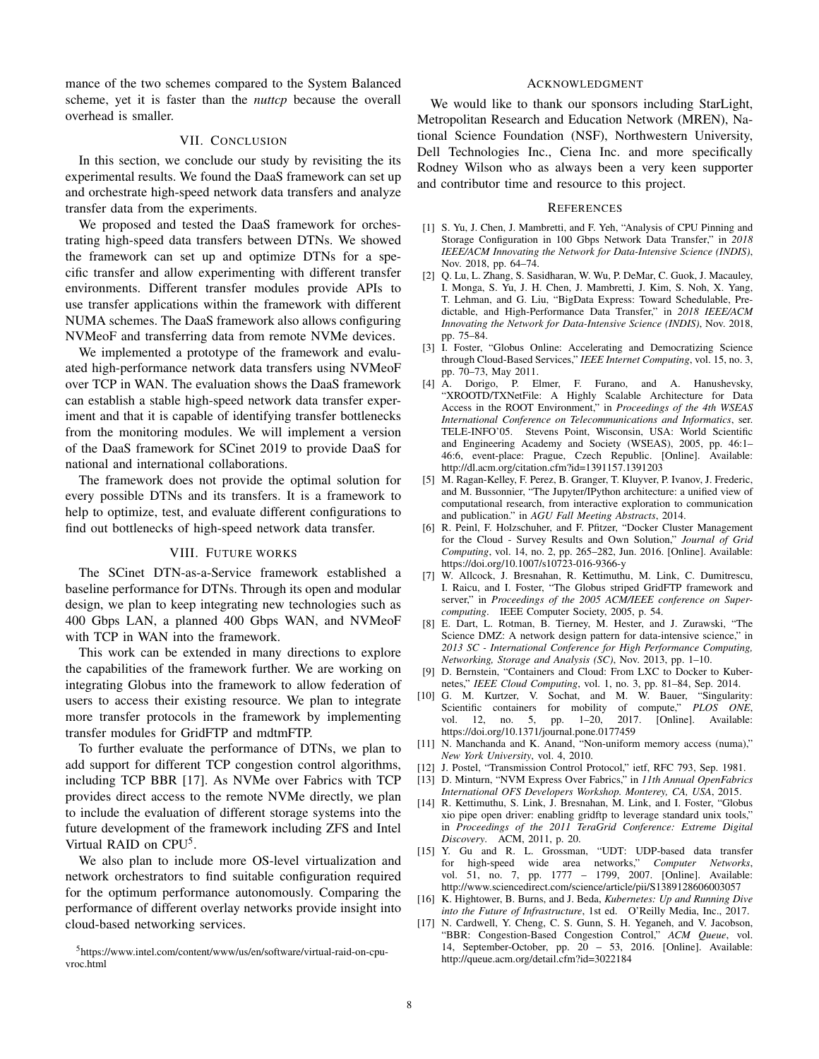mance of the two schemes compared to the System Balanced scheme, yet it is faster than the *nuttcp* because the overall overhead is smaller.

## VII. Conclusion

In this section, we conclude our study by revisiting the its experimental results. We found the DaaS framework can set up and orchestrate high-speed network data transfers and analyze transfer data from the experiments.

We proposed and tested the DaaS framework for orchestrating high-speed data transfers between DTNs. We showed the framework can set up and optimize DTNs for a specific transfer and allow experimenting with different transfer environments. Different transfer modules provide APIs to use transfer applications within the framework with different NUMA schemes. The DaaS framework also allows configuring NVMeoF and transferring data from remote NVMe devices.

We implemented a prototype of the framework and evaluated high-performance network data transfers using NVMeoF over TCP in WAN. The evaluation shows the DaaS framework can establish a stable high-speed network data transfer experiment and that it is capable of identifying transfer bottlenecks from the monitoring modules. We will implement a version of the DaaS framework for SCinet 2019 to provide DaaS for national and international collaborations.

The framework does not provide the optimal solution for every possible DTNs and its transfers. It is a framework to help to optimize, test, and evaluate different configurations to find out bottlenecks of high-speed network data transfer.

## VIII. Future works

The SCinet DTN-as-a-Service framework established a baseline performance for DTNs. Through its open and modular design, we plan to keep integrating new technologies such as 400 Gbps LAN, a planned 400 Gbps WAN, and NVMeoF with TCP in WAN into the framework.

This work can be extended in many directions to explore the capabilities of the framework further. We are working on integrating Globus into the framework to allow federation of users to access their existing resource. We plan to integrate more transfer protocols in the framework by implementing transfer modules for GridFTP and mdtmFTP.

To further evaluate the performance of DTNs, we plan to add support for different TCP congestion control algorithms, including TCP BBR [17]. As NVMe over Fabrics with TCP provides direct access to the remote NVMe directly, we plan to include the evaluation of different storage systems into the future development of the framework including ZFS and Intel Virtual RAID on CPU[5].

We also plan to include more OS-level virtualization and network orchestrators to find suitable configuration required for the optimum performance autonomously. Comparing the performance of different overlay networks provide insight into cloud-based networking services.

[5] https://www.intel.com/content/www/us/en/software/virtual-raid-on-cpu-vroc.html

## Acknowledgment

We would like to thank our sponsors including StarLight, Metropolitan Research and Education Network (MREN), National Science Foundation (NSF), Northwestern University, Dell Technologies Inc., Ciena Inc. and more specifically Rodney Wilson who as always been a very keen supporter and contributor time and resource to this project.

## References

[1] S. Yu, J. Chen, J. Mambretti, and F. Yeh, "Analysis of CPU Pinning and Storage Configuration in 100 Gbps Network Data Transfer," in *2018 IEEE/ACM Innovating the Network for Data-Intensive Science (INDIS)*, Nov. 2018, pp. 64–74.

[2] Q. Lu, L. Zhang, S. Sasidharan, W. Wu, P. DeMar, C. Guok, J. Macauley, I. Monga, S. Yu, J. H. Chen, J. Mambretti, J. Kim, S. Noh, X. Yang, T. Lehman, and G. Liu, "BigData Express: Toward Schedulable, Predictable, and High-Performance Data Transfer," in *2018 IEEE/ACM Innovating the Network for Data-Intensive Science (INDIS)*, Nov. 2018, pp. 75–84.

[3] I. Foster, "Globus Online: Accelerating and Democratizing Science through Cloud-Based Services," *IEEE Internet Computing*, vol. 15, no. 3, pp. 70–73, May 2011.

[4] A. Dorigo, P. Elmer, F. Furano, and A. Hanushevsky, "XROOTD/TXNetFile: A Highly Scalable Architecture for Data Access in the ROOT Environment," in *Proceedings of the 4th WSEAS International Conference on Telecommunications and Informatics*, ser. TELE-INFO'05. Stevens Point, Wisconsin, USA: World Scientific and Engineering Academy and Society (WSEAS), 2005, pp. 46:1–46:6, event-place: Prague, Czech Republic. [Online]. Available: http://dl.acm.org/citation.cfm?id=1391157.1391203

[5] M. Ragan-Kelley, F. Perez, B. Granger, T. Kluyver, P. Ivanov, J. Frederic, and M. Bussonnier, "The Jupyter/IPython architecture: a unified view of computational research, from interactive exploration to communication and publication." in *AGU Fall Meeting Abstracts*, 2014.

[6] R. Peinl, F. Holzschuher, and F. Pfitzer, "Docker Cluster Management for the Cloud - Survey Results and Own Solution," *Journal of Grid Computing*, vol. 14, no. 2, pp. 265–282, Jun. 2016. [Online]. Available: https://doi.org/10.1007/s10723-016-9366-y

[7] W. Allcock, J. Bresnahan, R. Kettimuthu, M. Link, C. Dumitrescu, I. Raicu, and I. Foster, "The Globus striped GridFTP framework and server," in *Proceedings of the 2005 ACM/IEEE conference on Supercomputing*. IEEE Computer Society, 2005, p. 54.

[8] E. Dart, L. Rotman, B. Tierney, M. Hester, and J. Zurawski, "The Science DMZ: A network design pattern for data-intensive science," in *2013 SC - International Conference for High Performance Computing, Networking, Storage and Analysis (SC)*, Nov. 2013, pp. 1–10.

[9] D. Bernstein, "Containers and Cloud: From LXC to Docker to Kubernetes," *IEEE Cloud Computing*, vol. 1, no. 3, pp. 81–84, Sep. 2014.

[10] G. M. Kurtzer, V. Sochat, and M. W. Bauer, "Singularity: Scientific containers for mobility of compute," *PLOS ONE*, vol. 12, no. 5, pp. 1–20, 2017. [Online]. Available: https://doi.org/10.1371/journal.pone.0177459

[11] N. Manchanda and K. Anand, "Non-uniform memory access (numa)," *New York University*, vol. 4, 2010.

[12] J. Postel, "Transmission Control Protocol," ietf, RFC 793, Sep. 1981.

[13] D. Minturn, "NVM Express Over Fabrics," in *11th Annual OpenFabrics International OFS Developers Workshop. Monterey, CA, USA*, 2015.

[14] R. Kettimuthu, S. Link, J. Bresnahan, M. Link, and I. Foster, "Globus xio pipe open driver: enabling gridftp to leverage standard unix tools," in *Proceedings of the 2011 TeraGrid Conference: Extreme Digital Discovery*. ACM, 2011, p. 20.

[15] Y. Gu and R. L. Grossman, "UDT: UDP-based data transfer for high-speed wide area networks," *Computer Networks*, vol. 51, no. 7, pp. 1777 – 1799, 2007. [Online]. Available: http://www.sciencedirect.com/science/article/pii/S1389128606003057

[16] K. Hightower, B. Burns, and J. Beda, *Kubernetes: Up and Running Dive into the Future of Infrastructure*, 1st ed. O'Reilly Media, Inc., 2017.

[17] N. Cardwell, Y. Cheng, C. S. Gunn, S. H. Yeganeh, and V. Jacobson, "BBR: Congestion-Based Congestion Control," *ACM Queue*, vol. 14, September-October, pp. 20 – 53, 2016. [Online]. Available: http://queue.acm.org/detail.cfm?id=3022184